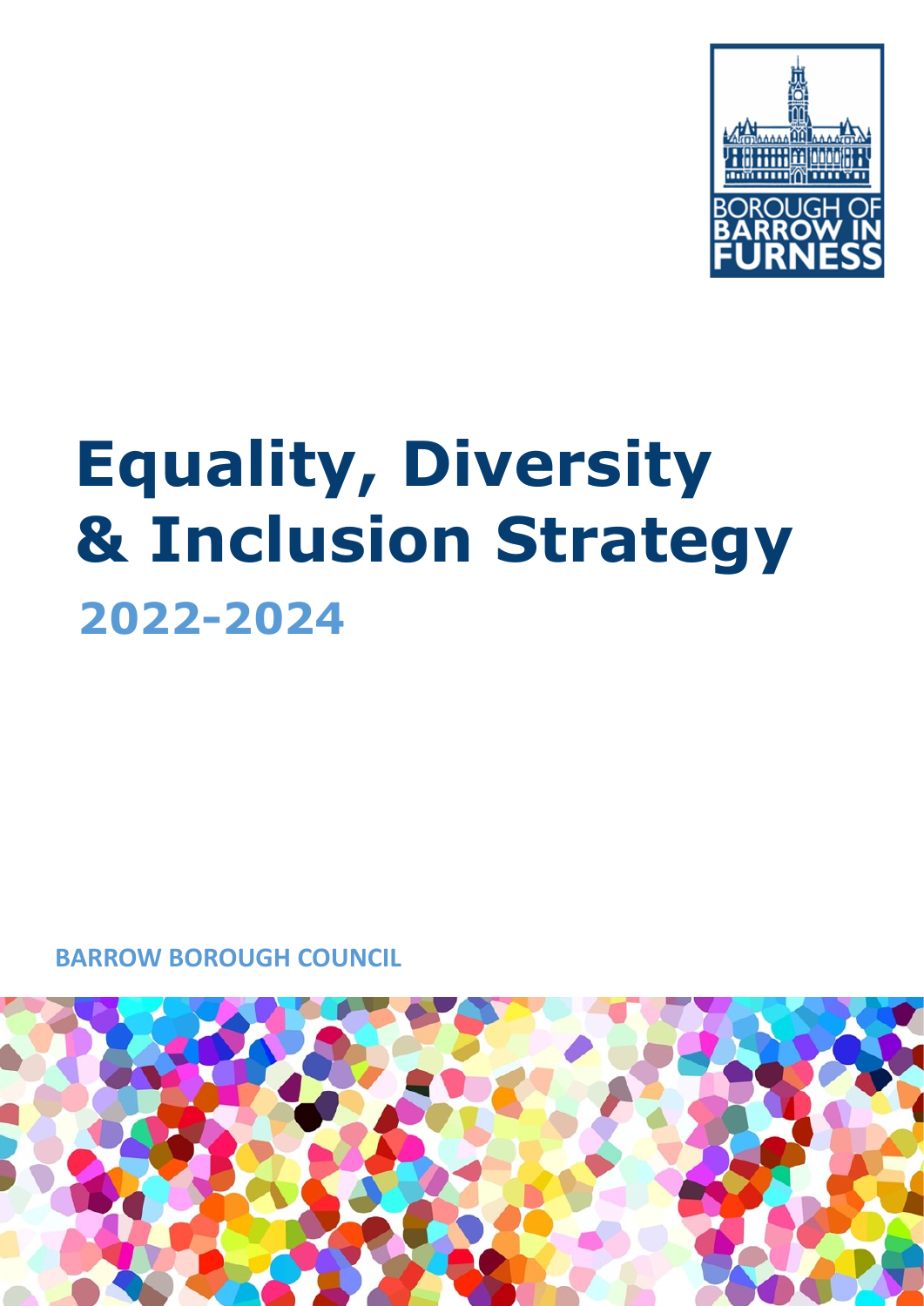BOROUGH OF BARROW IN FURNESS

# Equality, Diversity & Inclusion Strategy

## 2022-2024

**BARROW BOROUGH COUNCIL**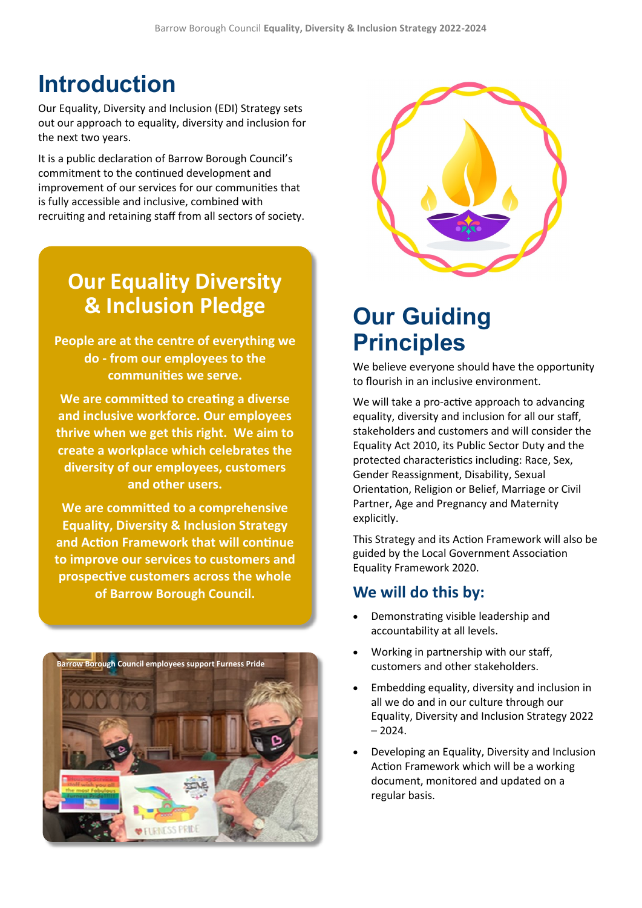# Introduction

Our Equality, Diversity and Inclusion (EDI) Strategy sets out our approach to equality, diversity and inclusion for the next two years.

It is a public declaration of Barrow Borough Council's commitment to the continued development and improvement of our services for our communities that is fully accessible and inclusive, combined with recruiting and retaining staff from all sectors of society.

## Our Equality Diversity & Inclusion Pledge

**People are at the centre of everything we do - from our employees to the communities we serve.**

**We are committed to creating a diverse and inclusive workforce. Our employees thrive when we get this right. We aim to create a workplace which celebrates the diversity of our employees, customers and other users.**

**We are committed to a comprehensive Equality, Diversity & Inclusion Strategy and Action Framework that will continue to improve our services to customers and prospective customers across the whole of Barrow Borough Council.**

Barrow Borough Council employees support Furness Pride

# Our Guiding Principles

We believe everyone should have the opportunity to flourish in an inclusive environment.

We will take a pro-active approach to advancing equality, diversity and inclusion for all our staff, stakeholders and customers and will consider the Equality Act 2010, its Public Sector Duty and the protected characteristics including: Race, Sex, Gender Reassignment, Disability, Sexual Orientation, Religion or Belief, Marriage or Civil Partner, Age and Pregnancy and Maternity explicitly.

This Strategy and its Action Framework will also be guided by the Local Government Association Equality Framework 2020.

## We will do this by:

- Demonstrating visible leadership and accountability at all levels.
- Working in partnership with our staff, customers and other stakeholders.
- Embedding equality, diversity and inclusion in all we do and in our culture through our Equality, Diversity and Inclusion Strategy 2022 – 2024.
- Developing an Equality, Diversity and Inclusion Action Framework which will be a working document, monitored and updated on a regular basis.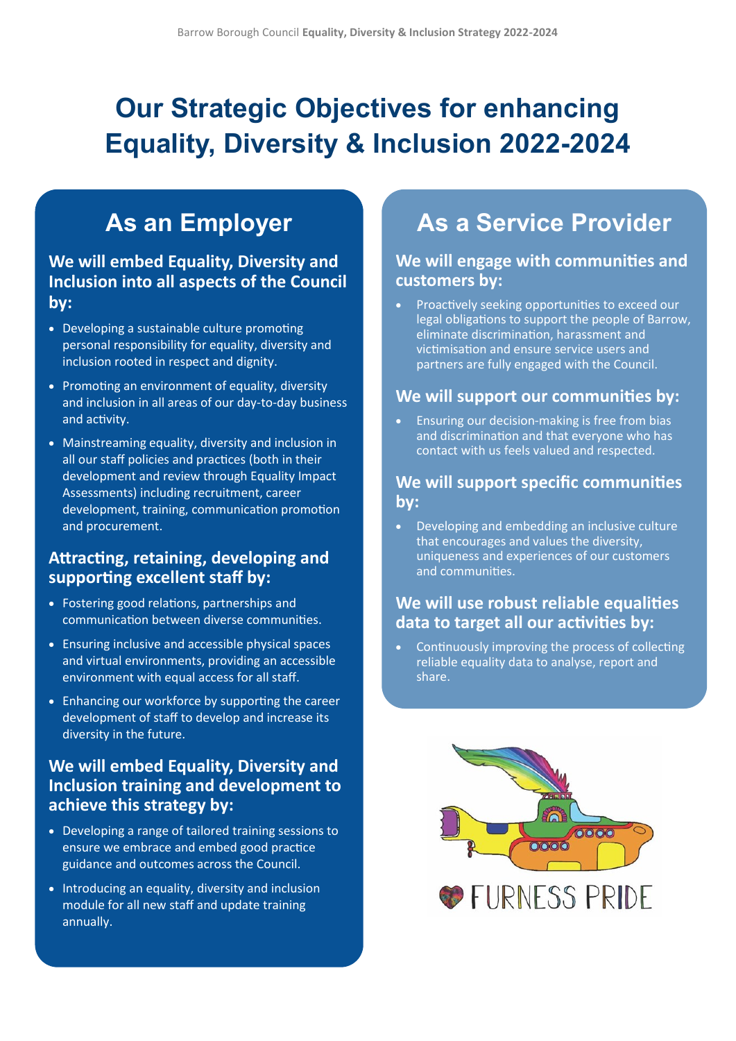# Our Strategic Objectives for enhancing Equality, Diversity & Inclusion 2022-2024

## As an Employer

### We will embed Equality, Diversity and Inclusion into all aspects of the Council by:

- Developing a sustainable culture promoting personal responsibility for equality, diversity and inclusion rooted in respect and dignity.
- Promoting an environment of equality, diversity and inclusion in all areas of our day-to-day business and activity.
- Mainstreaming equality, diversity and inclusion in all our staff policies and practices (both in their development and review through Equality Impact Assessments) including recruitment, career development, training, communication promotion and procurement.

### Attracting, retaining, developing and supporting excellent staff by:

- Fostering good relations, partnerships and communication between diverse communities.
- Ensuring inclusive and accessible physical spaces and virtual environments, providing an accessible environment with equal access for all staff.
- Enhancing our workforce by supporting the career development of staff to develop and increase its diversity in the future.

### We will embed Equality, Diversity and Inclusion training and development to achieve this strategy by:

- Developing a range of tailored training sessions to ensure we embrace and embed good practice guidance and outcomes across the Council.
- Introducing an equality, diversity and inclusion module for all new staff and update training annually.

## As a Service Provider

### We will engage with communities and customers by:

- Proactively seeking opportunities to exceed our legal obligations to support the people of Barrow, eliminate discrimination, harassment and victimisation and ensure service users and partners are fully engaged with the Council.

### We will support our communities by:

- Ensuring our decision-making is free from bias and discrimination and that everyone who has contact with us feels valued and respected.

### We will support specific communities by:

- Developing and embedding an inclusive culture that encourages and values the diversity, uniqueness and experiences of our customers and communities.

### We will use robust reliable equalities data to target all our activities by:

- Continuously improving the process of collecting reliable equality data to analyse, report and share.

FURNESS PRIDE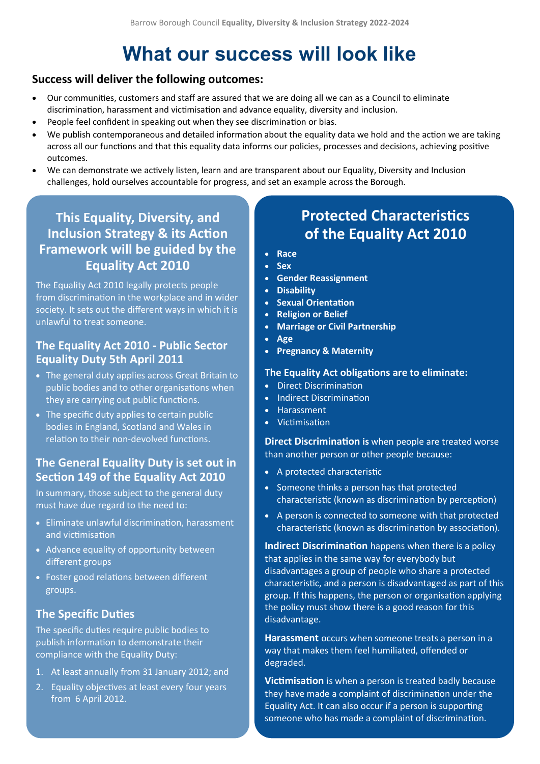# What our success will look like

**Success will deliver the following outcomes:**

- Our communities, customers and staff are assured that we are doing all we can as a Council to eliminate discrimination, harassment and victimisation and advance equality, diversity and inclusion.
- People feel confident in speaking out when they see discrimination or bias.
- We publish contemporaneous and detailed information about the equality data we hold and the action we are taking across all our functions and that this equality data informs our policies, processes and decisions, achieving positive outcomes.
- We can demonstrate we actively listen, learn and are transparent about our Equality, Diversity and Inclusion challenges, hold ourselves accountable for progress, and set an example across the Borough.

## This Equality, Diversity, and Inclusion Strategy & its Action Framework will be guided by the Equality Act 2010

The Equality Act 2010 legally protects people from discrimination in the workplace and in wider society. It sets out the different ways in which it is unlawful to treat someone.

### The Equality Act 2010 - Public Sector Equality Duty 5th April 2011

- The general duty applies across Great Britain to public bodies and to other organisations when they are carrying out public functions.
- The specific duty applies to certain public bodies in England, Scotland and Wales in relation to their non-devolved functions.

### The General Equality Duty is set out in Section 149 of the Equality Act 2010

In summary, those subject to the general duty must have due regard to the need to:

- Eliminate unlawful discrimination, harassment and victimisation
- Advance equality of opportunity between different groups
- Foster good relations between different groups.

### The Specific Duties

The specific duties require public bodies to publish information to demonstrate their compliance with the Equality Duty:

1. At least annually from 31 January 2012; and
2. Equality objectives at least every four years from 6 April 2012.

## Protected Characteristics of the Equality Act 2010

- **Race**
- **Sex**
- **Gender Reassignment**
- **Disability**
- **Sexual Orientation**
- **Religion or Belief**
- **Marriage or Civil Partnership**
- **Age**
- **Pregnancy & Maternity**

### The Equality Act obligations are to eliminate:

- Direct Discrimination
- Indirect Discrimination
- Harassment
- Victimisation

**Direct Discrimination is** when people are treated worse than another person or other people because:

- A protected characteristic
- Someone thinks a person has that protected characteristic (known as discrimination by perception)
- A person is connected to someone with that protected characteristic (known as discrimination by association).

**Indirect Discrimination** happens when there is a policy that applies in the same way for everybody but disadvantages a group of people who share a protected characteristic, and a person is disadvantaged as part of this group. If this happens, the person or organisation applying the policy must show there is a good reason for this disadvantage.

**Harassment** occurs when someone treats a person in a way that makes them feel humiliated, offended or degraded.

**Victimisation** is when a person is treated badly because they have made a complaint of discrimination under the Equality Act. It can also occur if a person is supporting someone who has made a complaint of discrimination.